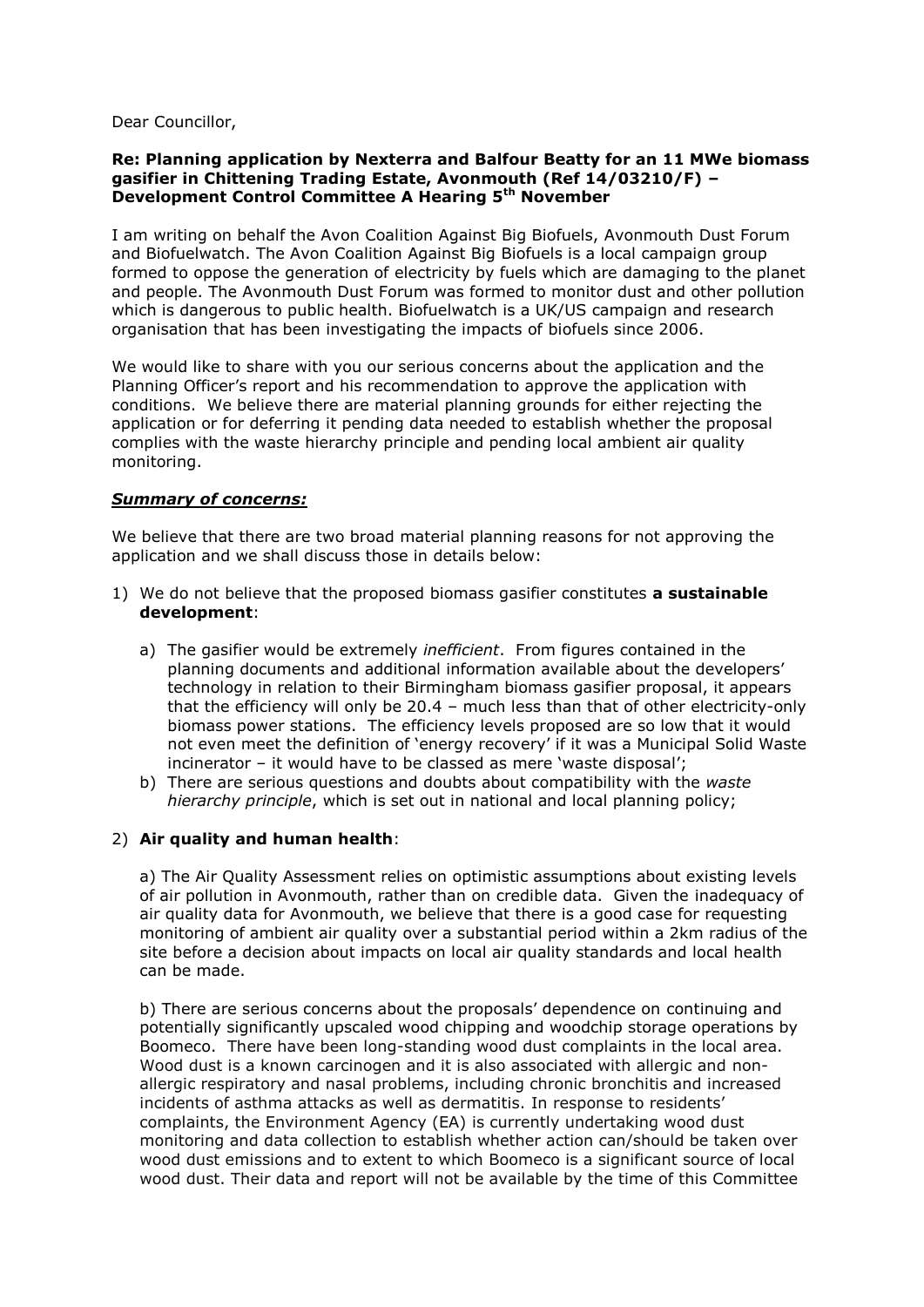Dear Councillor,

**Re: Planning application by Nexterra and Balfour Beatty for an 11 MWe biomass gasifier in Chittening Trading Estate, Avonmouth (Ref 14/03210/F) – Development Control Committee A Hearing 5th November**

I am writing on behalf the Avon Coalition Against Big Biofuels, Avonmouth Dust Forum and Biofuelwatch. The Avon Coalition Against Big Biofuels is a local campaign group formed to oppose the generation of electricity by fuels which are damaging to the planet and people. The Avonmouth Dust Forum was formed to monitor dust and other pollution which is dangerous to public health. Biofuelwatch is a UK/US campaign and research organisation that has been investigating the impacts of biofuels since 2006.

We would like to share with you our serious concerns about the application and the Planning Officer's report and his recommendation to approve the application with conditions. We believe there are material planning grounds for either rejecting the application or for deferring it pending data needed to establish whether the proposal complies with the waste hierarchy principle and pending local ambient air quality monitoring.

***Summary of concerns:***

We believe that there are two broad material planning reasons for not approving the application and we shall discuss those in details below:

1) We do not believe that the proposed biomass gasifier constitutes **a sustainable development**:

   a) The gasifier would be extremely *inefficient*. From figures contained in the planning documents and additional information available about the developers' technology in relation to their Birmingham biomass gasifier proposal, it appears that the efficiency will only be 20.4 – much less than that of other electricity-only biomass power stations. The efficiency levels proposed are so low that it would not even meet the definition of 'energy recovery' if it was a Municipal Solid Waste incinerator – it would have to be classed as mere 'waste disposal';

   b) There are serious questions and doubts about compatibility with the *waste hierarchy principle*, which is set out in national and local planning policy;

2) **Air quality and human health**:

   a) The Air Quality Assessment relies on optimistic assumptions about existing levels of air pollution in Avonmouth, rather than on credible data. Given the inadequacy of air quality data for Avonmouth, we believe that there is a good case for requesting monitoring of ambient air quality over a substantial period within a 2km radius of the site before a decision about impacts on local air quality standards and local health can be made.

   b) There are serious concerns about the proposals' dependence on continuing and potentially significantly upscaled wood chipping and woodchip storage operations by Boomeco. There have been long-standing wood dust complaints in the local area. Wood dust is a known carcinogen and it is also associated with allergic and non-allergic respiratory and nasal problems, including chronic bronchitis and increased incidents of asthma attacks as well as dermatitis. In response to residents' complaints, the Environment Agency (EA) is currently undertaking wood dust monitoring and data collection to establish whether action can/should be taken over wood dust emissions and to extent to which Boomeco is a significant source of local wood dust. Their data and report will not be available by the time of this Committee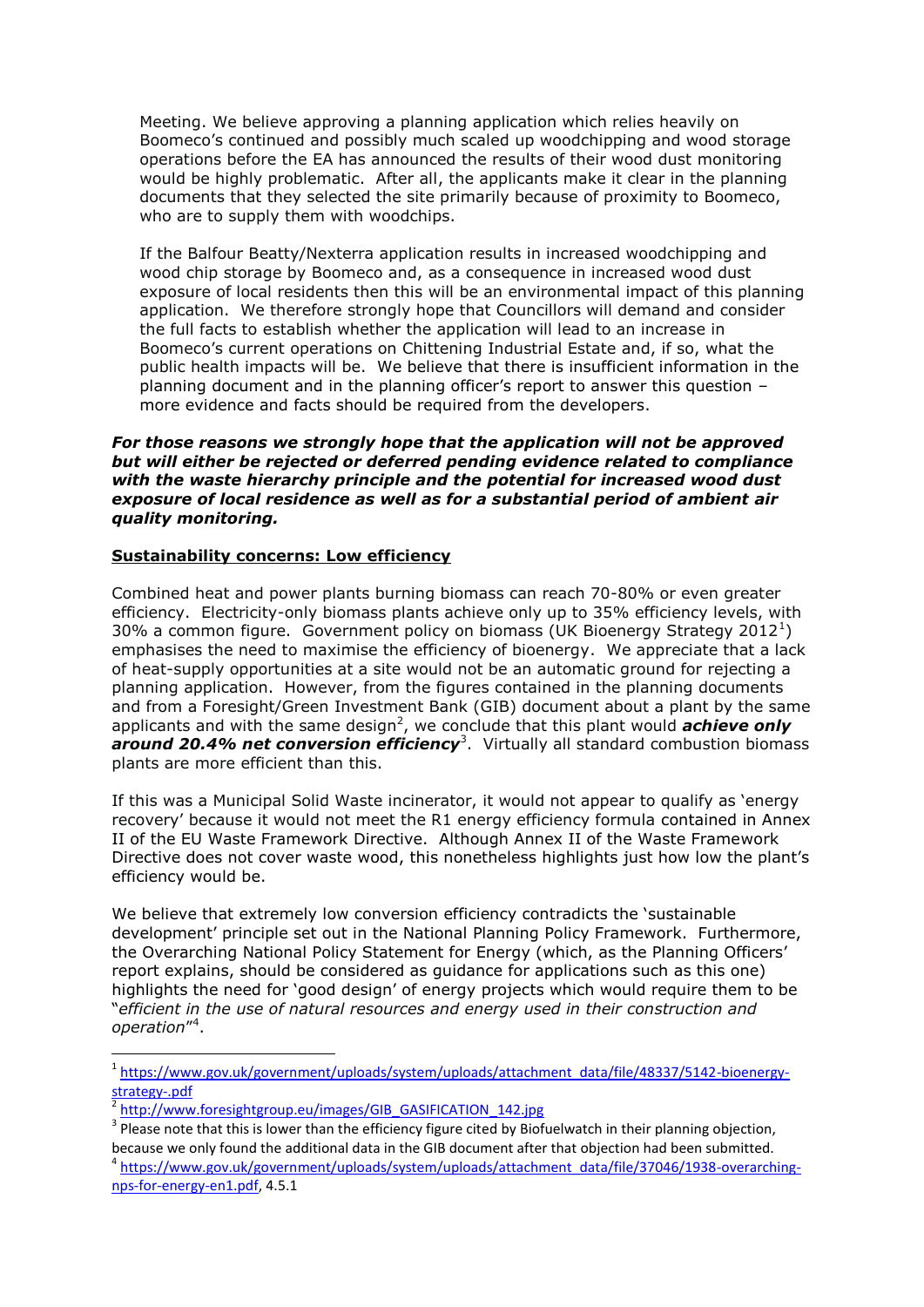Meeting. We believe approving a planning application which relies heavily on Boomeco's continued and possibly much scaled up woodchipping and wood storage operations before the EA has announced the results of their wood dust monitoring would be highly problematic. After all, the applicants make it clear in the planning documents that they selected the site primarily because of proximity to Boomeco, who are to supply them with woodchips.

If the Balfour Beatty/Nexterra application results in increased woodchipping and wood chip storage by Boomeco and, as a consequence in increased wood dust exposure of local residents then this will be an environmental impact of this planning application. We therefore strongly hope that Councillors will demand and consider the full facts to establish whether the application will lead to an increase in Boomeco's current operations on Chittening Industrial Estate and, if so, what the public health impacts will be. We believe that there is insufficient information in the planning document and in the planning officer's report to answer this question – more evidence and facts should be required from the developers.

***For those reasons we strongly hope that the application will not be approved but will either be rejected or deferred pending evidence related to compliance with the waste hierarchy principle and the potential for increased wood dust exposure of local residence as well as for a substantial period of ambient air quality monitoring.***

**Sustainability concerns: Low efficiency**

Combined heat and power plants burning biomass can reach 70-80% or even greater efficiency. Electricity-only biomass plants achieve only up to 35% efficiency levels, with 30% a common figure. Government policy on biomass (UK Bioenergy Strategy 2012[1]) emphasises the need to maximise the efficiency of bioenergy. We appreciate that a lack of heat-supply opportunities at a site would not be an automatic ground for rejecting a planning application. However, from the figures contained in the planning documents and from a Foresight/Green Investment Bank (GIB) document about a plant by the same applicants and with the same design[2], we conclude that this plant would ***achieve only around 20.4% net conversion efficiency***[3]. Virtually all standard combustion biomass plants are more efficient than this.

If this was a Municipal Solid Waste incinerator, it would not appear to qualify as 'energy recovery' because it would not meet the R1 energy efficiency formula contained in Annex II of the EU Waste Framework Directive. Although Annex II of the Waste Framework Directive does not cover waste wood, this nonetheless highlights just how low the plant's efficiency would be.

We believe that extremely low conversion efficiency contradicts the 'sustainable development' principle set out in the National Planning Policy Framework. Furthermore, the Overarching National Policy Statement for Energy (which, as the Planning Officers' report explains, should be considered as guidance for applications such as this one) highlights the need for 'good design' of energy projects which would require them to be "*efficient in the use of natural resources and energy used in their construction and operation*"[4].

---

[1] https://www.gov.uk/government/uploads/system/uploads/attachment_data/file/48337/5142-bioenergy-strategy-.pdf

[2] http://www.foresightgroup.eu/images/GIB_GASIFICATION_142.jpg

[3] Please note that this is lower than the efficiency figure cited by Biofuelwatch in their planning objection, because we only found the additional data in the GIB document after that objection had been submitted.

[4] https://www.gov.uk/government/uploads/system/uploads/attachment_data/file/37046/1938-overarching-nps-for-energy-en1.pdf, 4.5.1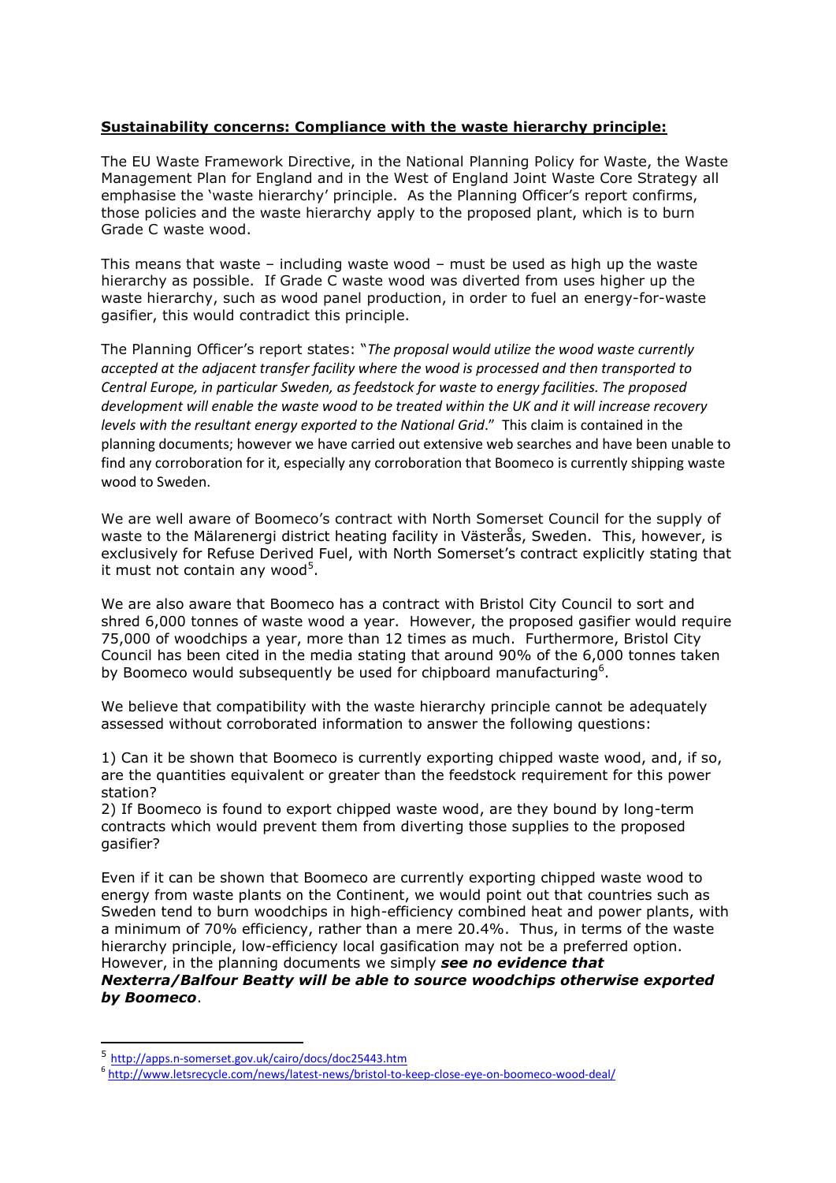**Sustainability concerns: Compliance with the waste hierarchy principle:**

The EU Waste Framework Directive, in the National Planning Policy for Waste, the Waste Management Plan for England and in the West of England Joint Waste Core Strategy all emphasise the 'waste hierarchy' principle. As the Planning Officer's report confirms, those policies and the waste hierarchy apply to the proposed plant, which is to burn Grade C waste wood.

This means that waste – including waste wood – must be used as high up the waste hierarchy as possible. If Grade C waste wood was diverted from uses higher up the waste hierarchy, such as wood panel production, in order to fuel an energy-for-waste gasifier, this would contradict this principle.

The Planning Officer's report states: "*The proposal would utilize the wood waste currently accepted at the adjacent transfer facility where the wood is processed and then transported to Central Europe, in particular Sweden, as feedstock for waste to energy facilities. The proposed development will enable the waste wood to be treated within the UK and it will increase recovery levels with the resultant energy exported to the National Grid*." This claim is contained in the planning documents; however we have carried out extensive web searches and have been unable to find any corroboration for it, especially any corroboration that Boomeco is currently shipping waste wood to Sweden.

We are well aware of Boomeco's contract with North Somerset Council for the supply of waste to the Mälarenergi district heating facility in Västerås, Sweden. This, however, is exclusively for Refuse Derived Fuel, with North Somerset's contract explicitly stating that it must not contain any wood[5].

We are also aware that Boomeco has a contract with Bristol City Council to sort and shred 6,000 tonnes of waste wood a year. However, the proposed gasifier would require 75,000 of woodchips a year, more than 12 times as much. Furthermore, Bristol City Council has been cited in the media stating that around 90% of the 6,000 tonnes taken by Boomeco would subsequently be used for chipboard manufacturing[6].

We believe that compatibility with the waste hierarchy principle cannot be adequately assessed without corroborated information to answer the following questions:

1) Can it be shown that Boomeco is currently exporting chipped waste wood, and, if so, are the quantities equivalent or greater than the feedstock requirement for this power station?
2) If Boomeco is found to export chipped waste wood, are they bound by long-term contracts which would prevent them from diverting those supplies to the proposed gasifier?

Even if it can be shown that Boomeco are currently exporting chipped waste wood to energy from waste plants on the Continent, we would point out that countries such as Sweden tend to burn woodchips in high-efficiency combined heat and power plants, with a minimum of 70% efficiency, rather than a mere 20.4%. Thus, in terms of the waste hierarchy principle, low-efficiency local gasification may not be a preferred option. However, in the planning documents we simply ***see no evidence that Nexterra/Balfour Beatty will be able to source woodchips otherwise exported by Boomeco***.

---

[5] http://apps.n-somerset.gov.uk/cairo/docs/doc25443.htm

[6] http://www.letsrecycle.com/news/latest-news/bristol-to-keep-close-eye-on-boomeco-wood-deal/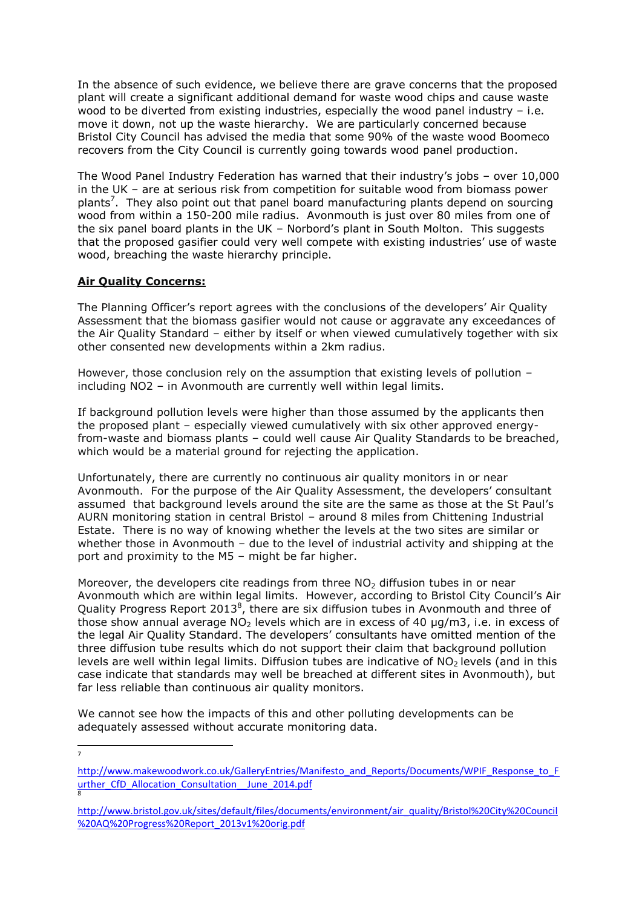In the absence of such evidence, we believe there are grave concerns that the proposed plant will create a significant additional demand for waste wood chips and cause waste wood to be diverted from existing industries, especially the wood panel industry – i.e. move it down, not up the waste hierarchy. We are particularly concerned because Bristol City Council has advised the media that some 90% of the waste wood Boomeco recovers from the City Council is currently going towards wood panel production.

The Wood Panel Industry Federation has warned that their industry's jobs – over 10,000 in the UK – are at serious risk from competition for suitable wood from biomass power plants[7]. They also point out that panel board manufacturing plants depend on sourcing wood from within a 150-200 mile radius. Avonmouth is just over 80 miles from one of the six panel board plants in the UK – Norbord's plant in South Molton. This suggests that the proposed gasifier could very well compete with existing industries' use of waste wood, breaching the waste hierarchy principle.

**Air Quality Concerns:**

The Planning Officer's report agrees with the conclusions of the developers' Air Quality Assessment that the biomass gasifier would not cause or aggravate any exceedances of the Air Quality Standard – either by itself or when viewed cumulatively together with six other consented new developments within a 2km radius.

However, those conclusion rely on the assumption that existing levels of pollution – including NO2 – in Avonmouth are currently well within legal limits.

If background pollution levels were higher than those assumed by the applicants then the proposed plant – especially viewed cumulatively with six other approved energy-from-waste and biomass plants – could well cause Air Quality Standards to be breached, which would be a material ground for rejecting the application.

Unfortunately, there are currently no continuous air quality monitors in or near Avonmouth. For the purpose of the Air Quality Assessment, the developers' consultant assumed that background levels around the site are the same as those at the St Paul's AURN monitoring station in central Bristol – around 8 miles from Chittening Industrial Estate. There is no way of knowing whether the levels at the two sites are similar or whether those in Avonmouth – due to the level of industrial activity and shipping at the port and proximity to the M5 – might be far higher.

Moreover, the developers cite readings from three $NO_2$ diffusion tubes in or near Avonmouth which are within legal limits. However, according to Bristol City Council's Air Quality Progress Report 2013[8], there are six diffusion tubes in Avonmouth and three of those show annual average $NO_2$ levels which are in excess of 40 µg/m3, i.e. in excess of the legal Air Quality Standard. The developers' consultants have omitted mention of the three diffusion tube results which do not support their claim that background pollution levels are well within legal limits. Diffusion tubes are indicative of $NO_2$ levels (and in this case indicate that standards may well be breached at different sites in Avonmouth), but far less reliable than continuous air quality monitors.

We cannot see how the impacts of this and other polluting developments can be adequately assessed without accurate monitoring data.

---

[7] http://www.makewoodwork.co.uk/GalleryEntries/Manifesto_and_Reports/Documents/WPIF_Response_to_Further_CfD_Allocation_Consultation__June_2014.pdf

[8] http://www.bristol.gov.uk/sites/default/files/documents/environment/air_quality/Bristol%20City%20Council%20AQ%20Progress%20Report_2013v1%20orig.pdf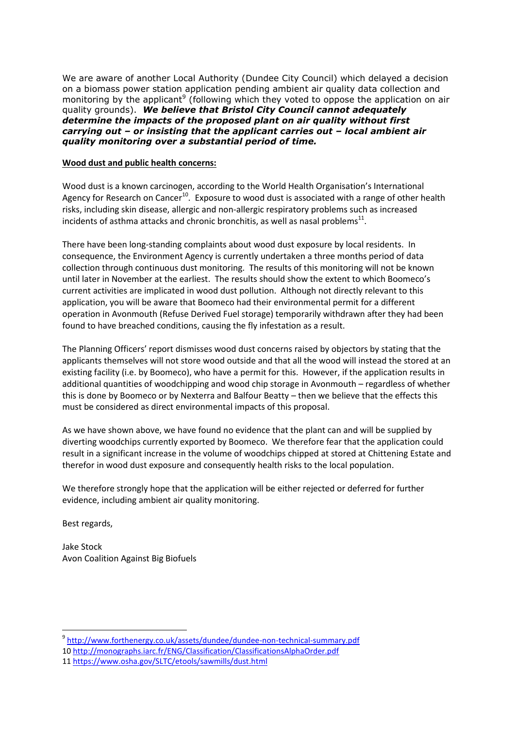We are aware of another Local Authority (Dundee City Council) which delayed a decision on a biomass power station application pending ambient air quality data collection and monitoring by the applicant[9] (following which they voted to oppose the application on air quality grounds). ***We believe that Bristol City Council cannot adequately determine the impacts of the proposed plant on air quality without first carrying out – or insisting that the applicant carries out – local ambient air quality monitoring over a substantial period of time.***

**Wood dust and public health concerns:**

Wood dust is a known carcinogen, according to the World Health Organisation's International Agency for Research on Cancer[10]. Exposure to wood dust is associated with a range of other health risks, including skin disease, allergic and non-allergic respiratory problems such as increased incidents of asthma attacks and chronic bronchitis, as well as nasal problems[11].

There have been long-standing complaints about wood dust exposure by local residents. In consequence, the Environment Agency is currently undertaken a three months period of data collection through continuous dust monitoring. The results of this monitoring will not be known until later in November at the earliest. The results should show the extent to which Boomeco's current activities are implicated in wood dust pollution. Although not directly relevant to this application, you will be aware that Boomeco had their environmental permit for a different operation in Avonmouth (Refuse Derived Fuel storage) temporarily withdrawn after they had been found to have breached conditions, causing the fly infestation as a result.

The Planning Officers' report dismisses wood dust concerns raised by objectors by stating that the applicants themselves will not store wood outside and that all the wood will instead the stored at an existing facility (i.e. by Boomeco), who have a permit for this. However, if the application results in additional quantities of woodchipping and wood chip storage in Avonmouth – regardless of whether this is done by Boomeco or by Nexterra and Balfour Beatty – then we believe that the effects this must be considered as direct environmental impacts of this proposal.

As we have shown above, we have found no evidence that the plant can and will be supplied by diverting woodchips currently exported by Boomeco. We therefore fear that the application could result in a significant increase in the volume of woodchips chipped at stored at Chittening Estate and therefor in wood dust exposure and consequently health risks to the local population.

We therefore strongly hope that the application will be either rejected or deferred for further evidence, including ambient air quality monitoring.

Best regards,

Jake Stock
Avon Coalition Against Big Biofuels

---

9 http://www.forthenergy.co.uk/assets/dundee/dundee-non-technical-summary.pdf

10 http://monographs.iarc.fr/ENG/Classification/ClassificationsAlphaOrder.pdf

11 https://www.osha.gov/SLTC/etools/sawmills/dust.html